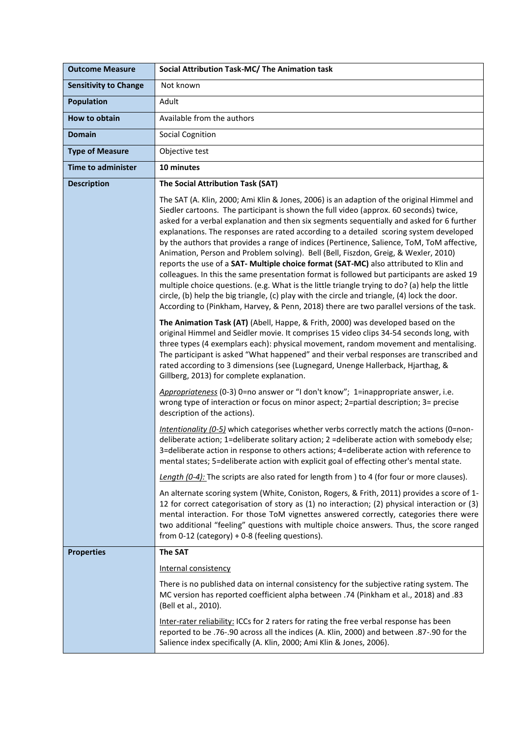| Outcome Measure | Social Attribution Task-MC/ The Animation task |
|---|---|
| **Sensitivity to Change** | Not known |
| **Population** | Adult |
| **How to obtain** | Available from the authors |
| **Domain** | Social Cognition |
| **Type of Measure** | Objective test |
| **Time to administer** | **10 minutes** |
| **Description** | **The Social Attribution Task (SAT)**<br><br>The SAT (A. Klin, 2000; Ami Klin & Jones, 2006) is an adaption of the original Himmel and Siedler cartoons. The participant is shown the full video (approx. 60 seconds) twice, asked for a verbal explanation and then six segments sequentially and asked for 6 further explanations. The responses are rated according to a detailed scoring system developed by the authors that provides a range of indices (Pertinence, Salience, ToM, ToM affective, Animation, Person and Problem solving). Bell (Bell, Fiszdon, Greig, & Wexler, 2010) reports the use of a **SAT- Multiple choice format (SAT-MC)** also attributed to Klin and colleagues. In this the same presentation format is followed but participants are asked 19 multiple choice questions. (e.g. What is the little triangle trying to do? (a) help the little circle, (b) help the big triangle, (c) play with the circle and triangle, (4) lock the door. According to (Pinkham, Harvey, & Penn, 2018) there are two parallel versions of the task.<br><br>**The Animation Task (AT)** (Abell, Happe, & Frith, 2000) was developed based on the original Himmel and Seidler movie. It comprises 15 video clips 34-54 seconds long, with three types (4 exemplars each): physical movement, random movement and mentalising. The participant is asked "What happened" and their verbal responses are transcribed and rated according to 3 dimensions (see (Lugnegard, Unenge Hallerback, Hjarthag, & Gillberg, 2013) for complete explanation.<br><br>*Appropriateness* (0-3) 0=no answer or "I don't know"; 1=inappropriate answer, i.e. wrong type of interaction or focus on minor aspect; 2=partial description; 3= precise description of the actions).<br><br>*Intentionality (0-5)* which categorises whether verbs correctly match the actions (0=non-deliberate action; 1=deliberate solitary action; 2 =deliberate action with somebody else; 3=deliberate action in response to others actions; 4=deliberate action with reference to mental states; 5=deliberate action with explicit goal of effecting other's mental state.<br><br>*Length (0-4):* The scripts are also rated for length from ) to 4 (for four or more clauses).<br><br>An alternate scoring system (White, Coniston, Rogers, & Frith, 2011) provides a score of 1-12 for correct categorisation of story as (1) no interaction; (2) physical interaction or (3) mental interaction. For those ToM vignettes answered correctly, categories there were two additional "feeling" questions with multiple choice answers. Thus, the score ranged from 0-12 (category) + 0-8 (feeling questions). |
| **Properties** | **The SAT**<br><br>Internal consistency<br><br>There is no published data on internal consistency for the subjective rating system. The MC version has reported coefficient alpha between .74 (Pinkham et al., 2018) and .83 (Bell et al., 2010).<br><br>Inter-rater reliability: ICCs for 2 raters for rating the free verbal response has been reported to be .76-.90 across all the indices (A. Klin, 2000) and between .87-.90 for the Salience index specifically (A. Klin, 2000; Ami Klin & Jones, 2006). |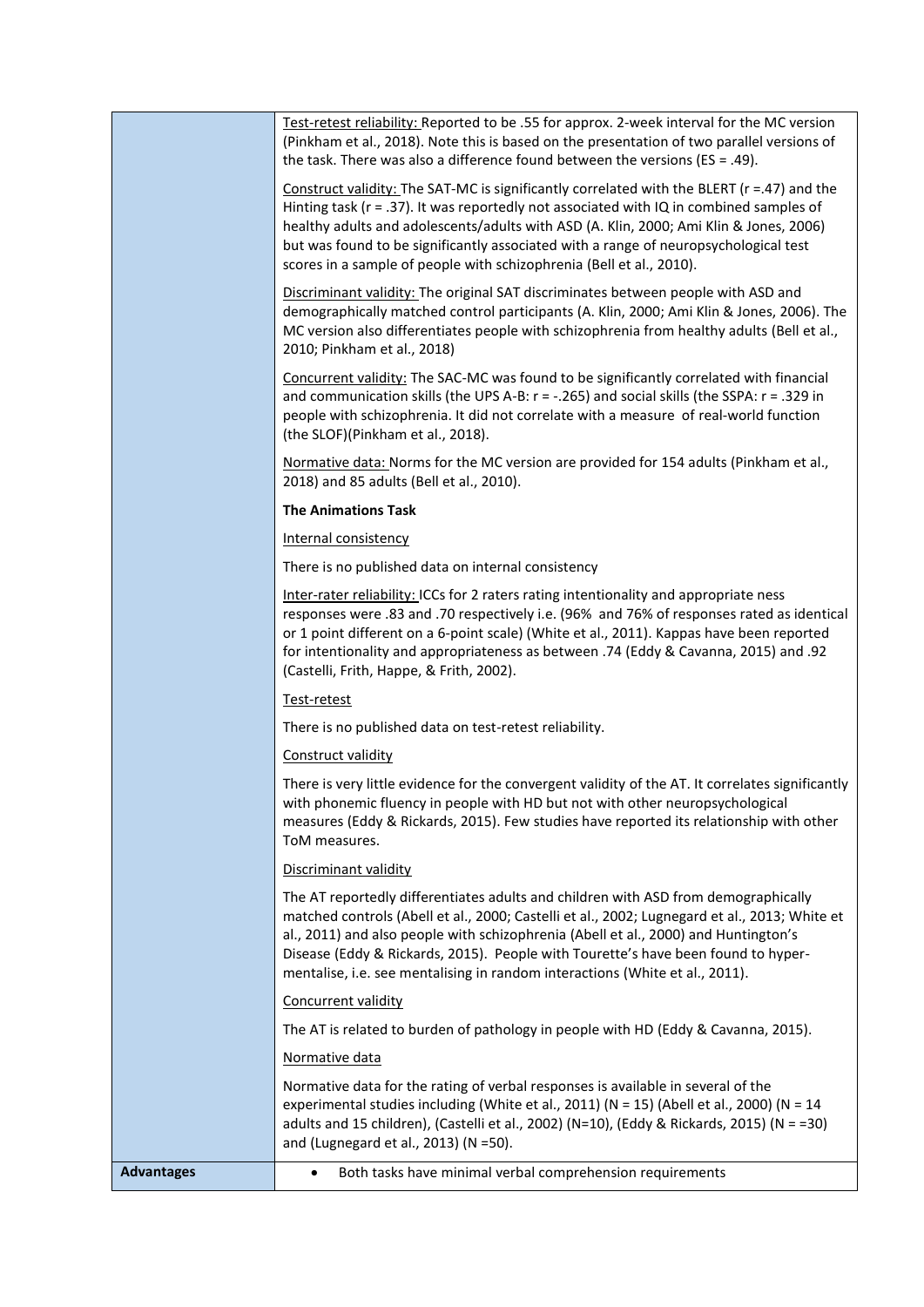| | |
|---|---|
| | Test-retest reliability: Reported to be .55 for approx. 2-week interval for the MC version (Pinkham et al., 2018). Note this is based on the presentation of two parallel versions of the task. There was also a difference found between the versions (ES = .49).<br><br>Construct validity: The SAT-MC is significantly correlated with the BLERT (r =.47) and the Hinting task (r = .37). It was reportedly not associated with IQ in combined samples of healthy adults and adolescents/adults with ASD (A. Klin, 2000; Ami Klin & Jones, 2006) but was found to be significantly associated with a range of neuropsychological test scores in a sample of people with schizophrenia (Bell et al., 2010).<br><br>Discriminant validity: The original SAT discriminates between people with ASD and demographically matched control participants (A. Klin, 2000; Ami Klin & Jones, 2006). The MC version also differentiates people with schizophrenia from healthy adults (Bell et al., 2010; Pinkham et al., 2018)<br><br>Concurrent validity: The SAC-MC was found to be significantly correlated with financial and communication skills (the UPS A-B: r = -.265) and social skills (the SSPA: r = .329 in people with schizophrenia. It did not correlate with a measure of real-world function (the SLOF)(Pinkham et al., 2018).<br><br>Normative data: Norms for the MC version are provided for 154 adults (Pinkham et al., 2018) and 85 adults (Bell et al., 2010).<br><br>**The Animations Task**<br><br>Internal consistency<br><br>There is no published data on internal consistency<br><br>Inter-rater reliability: ICCs for 2 raters rating intentionality and appropriate ness responses were .83 and .70 respectively i.e. (96% and 76% of responses rated as identical or 1 point different on a 6-point scale) (White et al., 2011). Kappas have been reported for intentionality and appropriateness as between .74 (Eddy & Cavanna, 2015) and .92 (Castelli, Frith, Happe, & Frith, 2002).<br><br>Test-retest<br><br>There is no published data on test-retest reliability.<br><br>Construct validity<br><br>There is very little evidence for the convergent validity of the AT. It correlates significantly with phonemic fluency in people with HD but not with other neuropsychological measures (Eddy & Rickards, 2015). Few studies have reported its relationship with other ToM measures.<br><br>Discriminant validity<br><br>The AT reportedly differentiates adults and children with ASD from demographically matched controls (Abell et al., 2000; Castelli et al., 2002; Lugnegard et al., 2013; White et al., 2011) and also people with schizophrenia (Abell et al., 2000) and Huntington's Disease (Eddy & Rickards, 2015). People with Tourette's have been found to hyper-mentalise, i.e. see mentalising in random interactions (White et al., 2011).<br><br>Concurrent validity<br><br>The AT is related to burden of pathology in people with HD (Eddy & Cavanna, 2015).<br><br>Normative data<br><br>Normative data for the rating of verbal responses is available in several of the experimental studies including (White et al., 2011) (N = 15) (Abell et al., 2000) (N = 14 adults and 15 children), (Castelli et al., 2002) (N=10), (Eddy & Rickards, 2015) (N = =30) and (Lugnegard et al., 2013) (N =50). |
| **Advantages** | • Both tasks have minimal verbal comprehension requirements |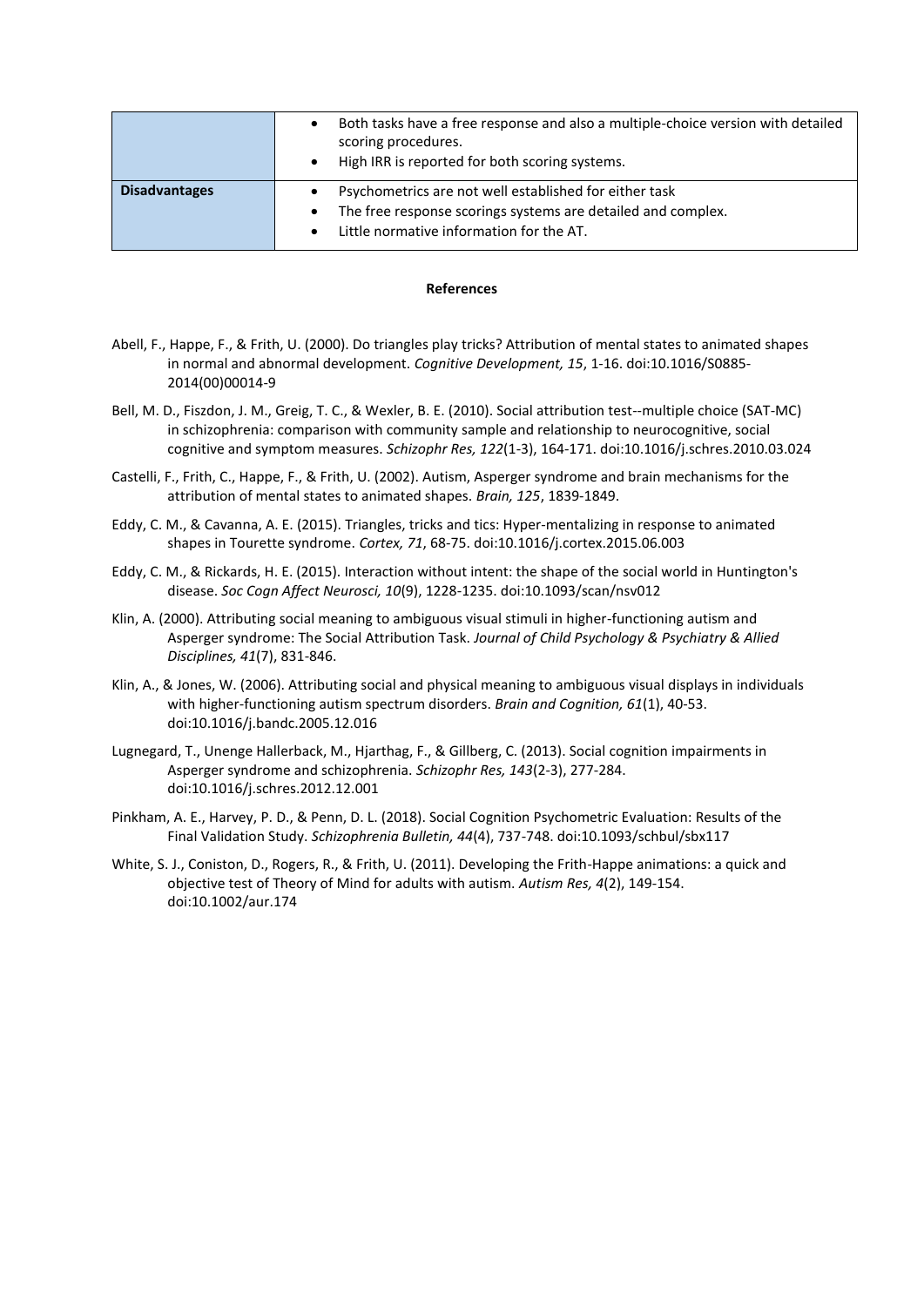| | |
|---|---|
| | • Both tasks have a free response and also a multiple-choice version with detailed scoring procedures.<br>• High IRR is reported for both scoring systems. |
| **Disadvantages** | • Psychometrics are not well established for either task<br>• The free response scorings systems are detailed and complex.<br>• Little normative information for the AT. |

**References**

Abell, F., Happe, F., & Frith, U. (2000). Do triangles play tricks? Attribution of mental states to animated shapes in normal and abnormal development. *Cognitive Development, 15*, 1-16. doi:10.1016/S0885-2014(00)00014-9

Bell, M. D., Fiszdon, J. M., Greig, T. C., & Wexler, B. E. (2010). Social attribution test--multiple choice (SAT-MC) in schizophrenia: comparison with community sample and relationship to neurocognitive, social cognitive and symptom measures. *Schizophr Res, 122*(1-3), 164-171. doi:10.1016/j.schres.2010.03.024

Castelli, F., Frith, C., Happe, F., & Frith, U. (2002). Autism, Asperger syndrome and brain mechanisms for the attribution of mental states to animated shapes. *Brain, 125*, 1839-1849.

Eddy, C. M., & Cavanna, A. E. (2015). Triangles, tricks and tics: Hyper-mentalizing in response to animated shapes in Tourette syndrome. *Cortex, 71*, 68-75. doi:10.1016/j.cortex.2015.06.003

Eddy, C. M., & Rickards, H. E. (2015). Interaction without intent: the shape of the social world in Huntington's disease. *Soc Cogn Affect Neurosci, 10*(9), 1228-1235. doi:10.1093/scan/nsv012

Klin, A. (2000). Attributing social meaning to ambiguous visual stimuli in higher-functioning autism and Asperger syndrome: The Social Attribution Task. *Journal of Child Psychology & Psychiatry & Allied Disciplines, 41*(7), 831-846.

Klin, A., & Jones, W. (2006). Attributing social and physical meaning to ambiguous visual displays in individuals with higher-functioning autism spectrum disorders. *Brain and Cognition, 61*(1), 40-53. doi:10.1016/j.bandc.2005.12.016

Lugnegard, T., Unenge Hallerback, M., Hjarthag, F., & Gillberg, C. (2013). Social cognition impairments in Asperger syndrome and schizophrenia. *Schizophr Res, 143*(2-3), 277-284. doi:10.1016/j.schres.2012.12.001

Pinkham, A. E., Harvey, P. D., & Penn, D. L. (2018). Social Cognition Psychometric Evaluation: Results of the Final Validation Study. *Schizophrenia Bulletin, 44*(4), 737-748. doi:10.1093/schbul/sbx117

White, S. J., Coniston, D., Rogers, R., & Frith, U. (2011). Developing the Frith-Happe animations: a quick and objective test of Theory of Mind for adults with autism. *Autism Res, 4*(2), 149-154. doi:10.1002/aur.174